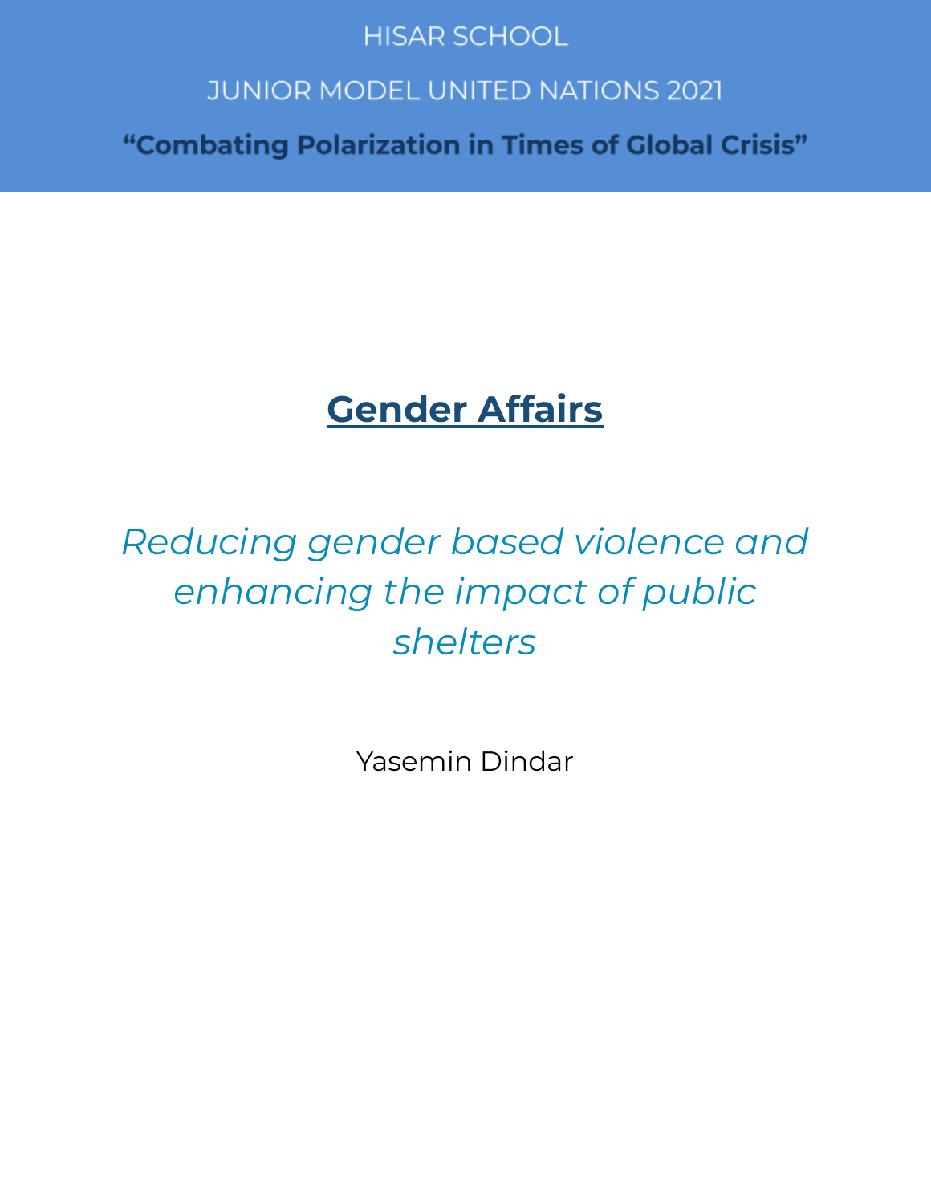HISAR SCHOOL

JUNIOR MODEL UNITED NATIONS 2021

**“Combating Polarization in Times of Global Crisis”**

# Gender Affairs

*Reducing gender based violence and enhancing the impact of public shelters*

Yasemin Dindar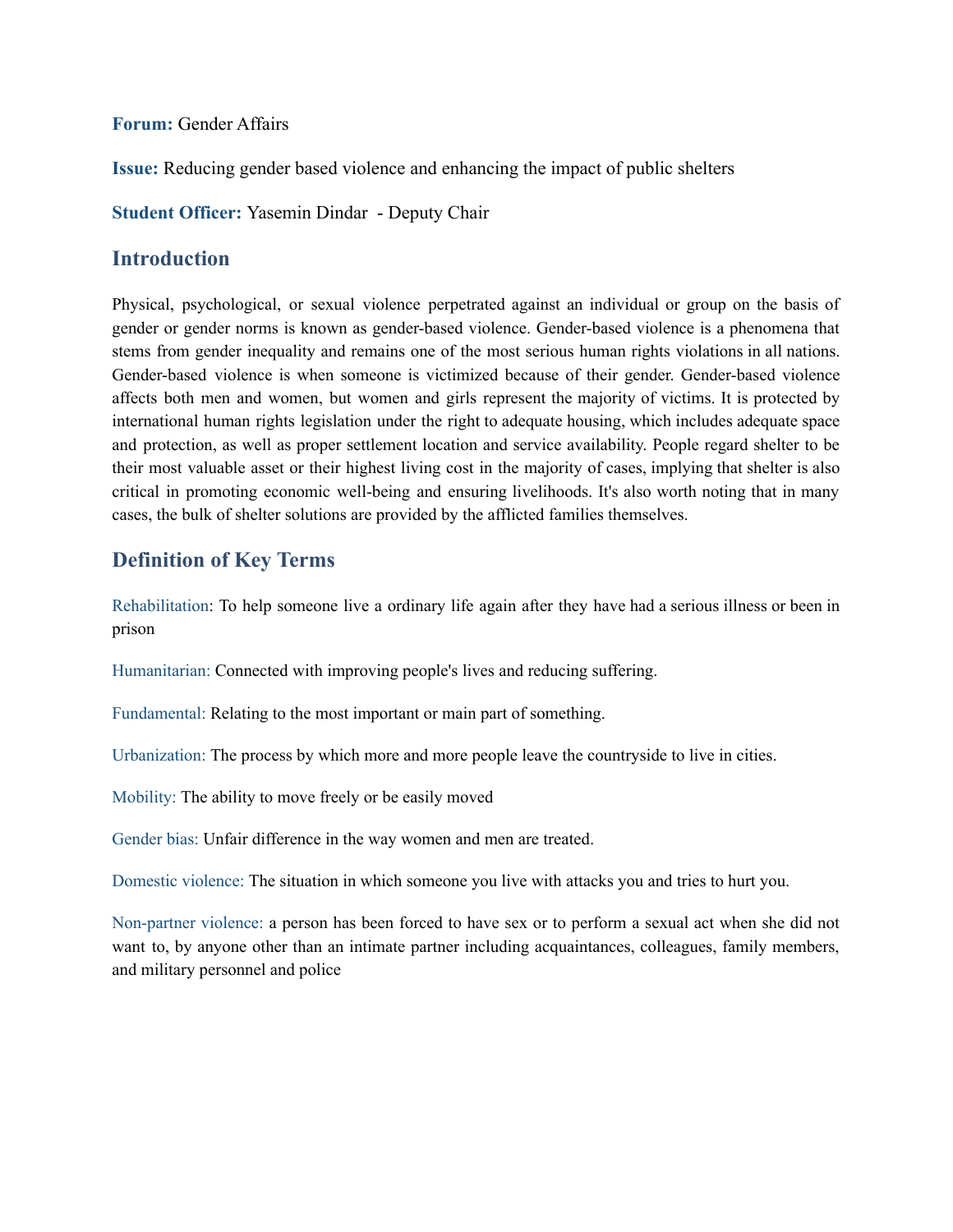**Forum:** Gender Affairs

**Issue:** Reducing gender based violence and enhancing the impact of public shelters

**Student Officer:** Yasemin Dindar - Deputy Chair

## Introduction

Physical, psychological, or sexual violence perpetrated against an individual or group on the basis of gender or gender norms is known as gender-based violence. Gender-based violence is a phenomena that stems from gender inequality and remains one of the most serious human rights violations in all nations. Gender-based violence is when someone is victimized because of their gender. Gender-based violence affects both men and women, but women and girls represent the majority of victims. It is protected by international human rights legislation under the right to adequate housing, which includes adequate space and protection, as well as proper settlement location and service availability. People regard shelter to be their most valuable asset or their highest living cost in the majority of cases, implying that shelter is also critical in promoting economic well-being and ensuring livelihoods. It's also worth noting that in many cases, the bulk of shelter solutions are provided by the afflicted families themselves.

## Definition of Key Terms

Rehabilitation: To help someone live a ordinary life again after they have had a serious illness or been in prison

Humanitarian: Connected with improving people's lives and reducing suffering.

Fundamental: Relating to the most important or main part of something.

Urbanization: The process by which more and more people leave the countryside to live in cities.

Mobility: The ability to move freely or be easily moved

Gender bias: Unfair difference in the way women and men are treated.

Domestic violence: The situation in which someone you live with attacks you and tries to hurt you.

Non-partner violence: a person has been forced to have sex or to perform a sexual act when she did not want to, by anyone other than an intimate partner including acquaintances, colleagues, family members, and military personnel and police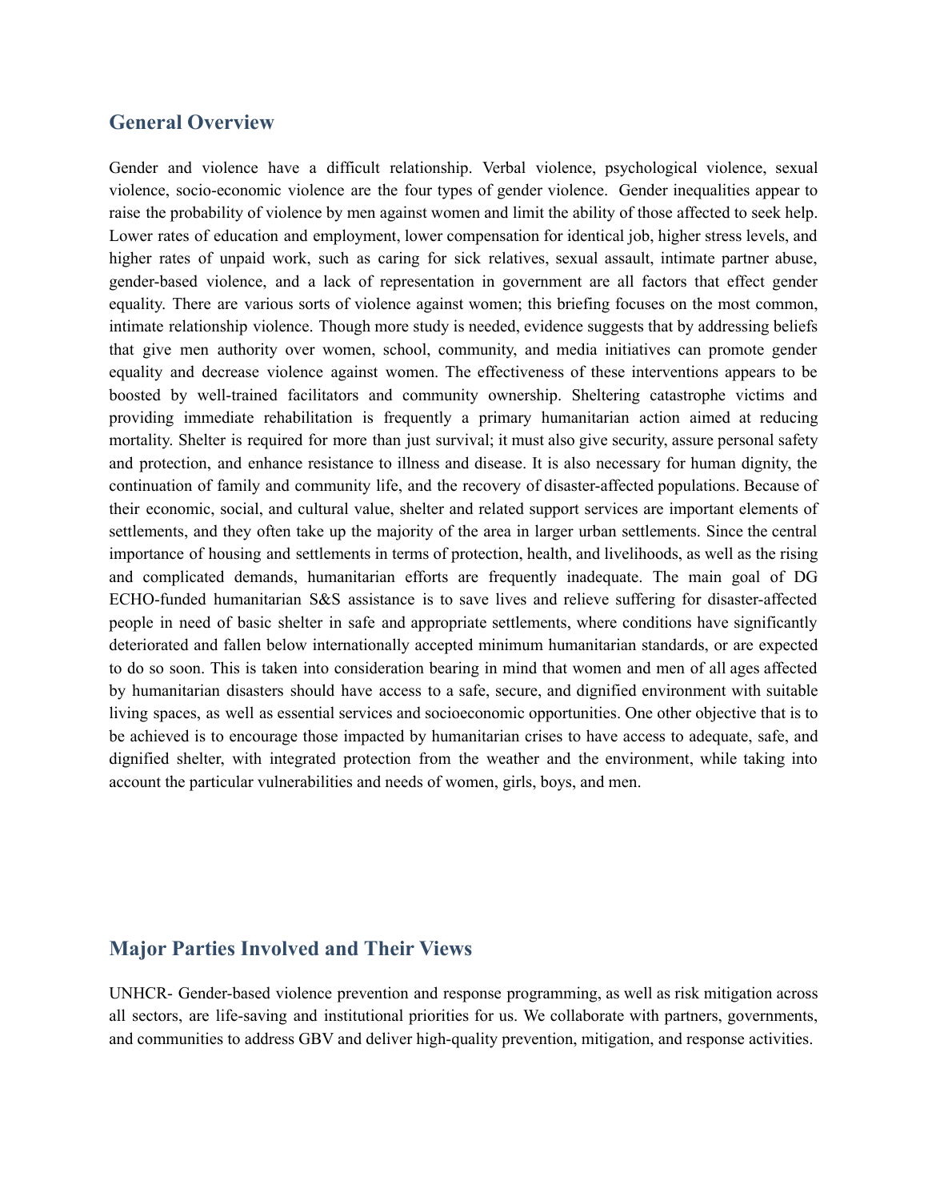## General Overview

Gender and violence have a difficult relationship. Verbal violence, psychological violence, sexual violence, socio-economic violence are the four types of gender violence.  Gender inequalities appear to raise the probability of violence by men against women and limit the ability of those affected to seek help. Lower rates of education and employment, lower compensation for identical job, higher stress levels, and higher rates of unpaid work, such as caring for sick relatives, sexual assault, intimate partner abuse, gender-based violence, and a lack of representation in government are all factors that effect gender equality. There are various sorts of violence against women; this briefing focuses on the most common, intimate relationship violence. Though more study is needed, evidence suggests that by addressing beliefs that give men authority over women, school, community, and media initiatives can promote gender equality and decrease violence against women. The effectiveness of these interventions appears to be boosted by well-trained facilitators and community ownership. Sheltering catastrophe victims and providing immediate rehabilitation is frequently a primary humanitarian action aimed at reducing mortality. Shelter is required for more than just survival; it must also give security, assure personal safety and protection, and enhance resistance to illness and disease. It is also necessary for human dignity, the continuation of family and community life, and the recovery of disaster-affected populations. Because of their economic, social, and cultural value, shelter and related support services are important elements of settlements, and they often take up the majority of the area in larger urban settlements. Since the central importance of housing and settlements in terms of protection, health, and livelihoods, as well as the rising and complicated demands, humanitarian efforts are frequently inadequate. The main goal of DG ECHO-funded humanitarian S&S assistance is to save lives and relieve suffering for disaster-affected people in need of basic shelter in safe and appropriate settlements, where conditions have significantly deteriorated and fallen below internationally accepted minimum humanitarian standards, or are expected to do so soon. This is taken into consideration bearing in mind that women and men of all ages affected by humanitarian disasters should have access to a safe, secure, and dignified environment with suitable living spaces, as well as essential services and socioeconomic opportunities. One other objective that is to be achieved is to encourage those impacted by humanitarian crises to have access to adequate, safe, and dignified shelter, with integrated protection from the weather and the environment, while taking into account the particular vulnerabilities and needs of women, girls, boys, and men.

## Major Parties Involved and Their Views

UNHCR- Gender-based violence prevention and response programming, as well as risk mitigation across all sectors, are life-saving and institutional priorities for us. We collaborate with partners, governments, and communities to address GBV and deliver high-quality prevention, mitigation, and response activities.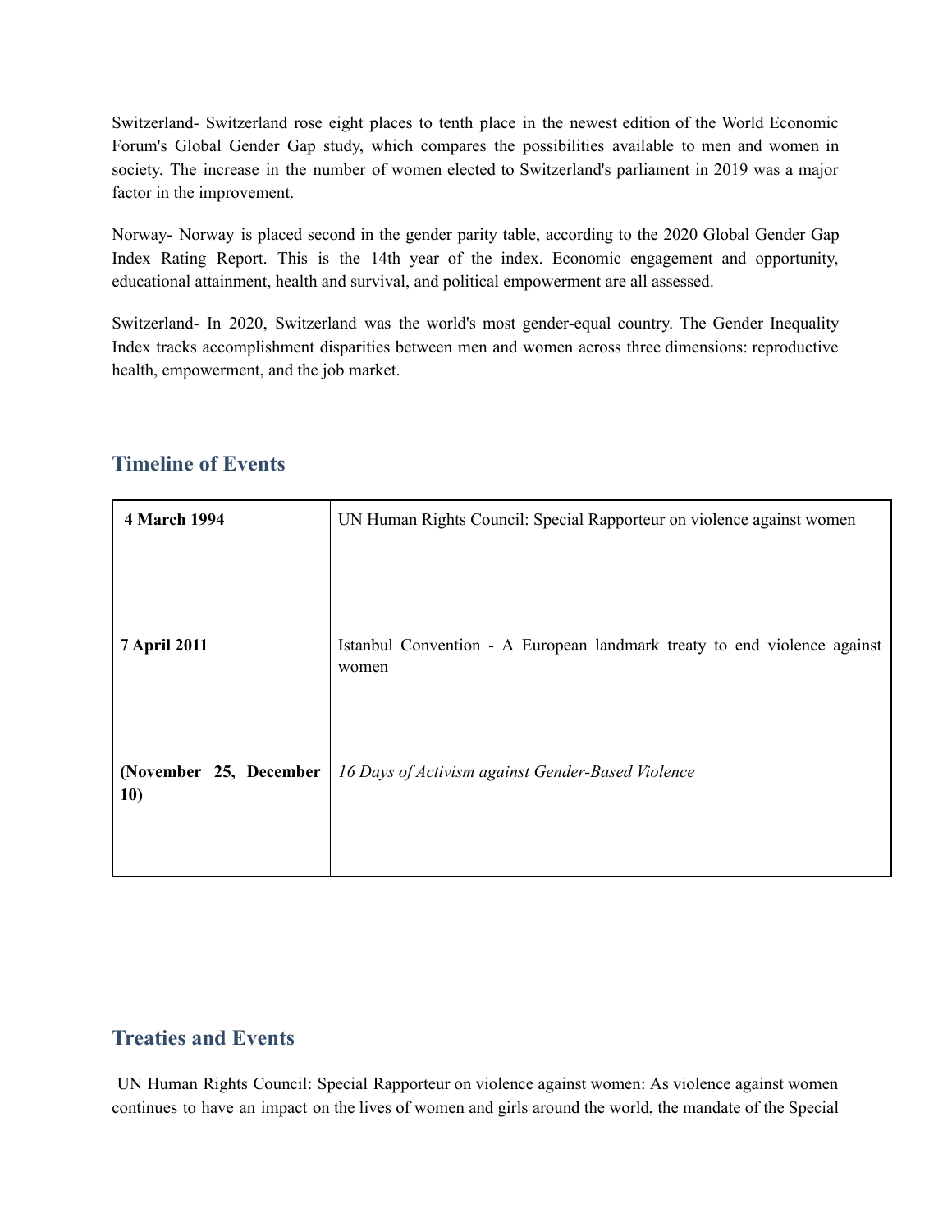Switzerland- Switzerland rose eight places to tenth place in the newest edition of the World Economic Forum's Global Gender Gap study, which compares the possibilities available to men and women in society. The increase in the number of women elected to Switzerland's parliament in 2019 was a major factor in the improvement.

Norway- Norway is placed second in the gender parity table, according to the 2020 Global Gender Gap Index Rating Report. This is the 14th year of the index. Economic engagement and opportunity, educational attainment, health and survival, and political empowerment are all assessed.

Switzerland- In 2020, Switzerland was the world's most gender-equal country. The Gender Inequality Index tracks accomplishment disparities between men and women across three dimensions: reproductive health, empowerment, and the job market.

## Timeline of Events

| | |
|---|---|
| **4 March 1994** | UN Human Rights Council: Special Rapporteur on violence against women |
| **7 April 2011** | Istanbul Convention - A European landmark treaty to end violence against women |
| **(November 25, December 10)** | *16 Days of Activism against Gender-Based Violence* |

## Treaties and Events

UN Human Rights Council: Special Rapporteur on violence against women: As violence against women continues to have an impact on the lives of women and girls around the world, the mandate of the Special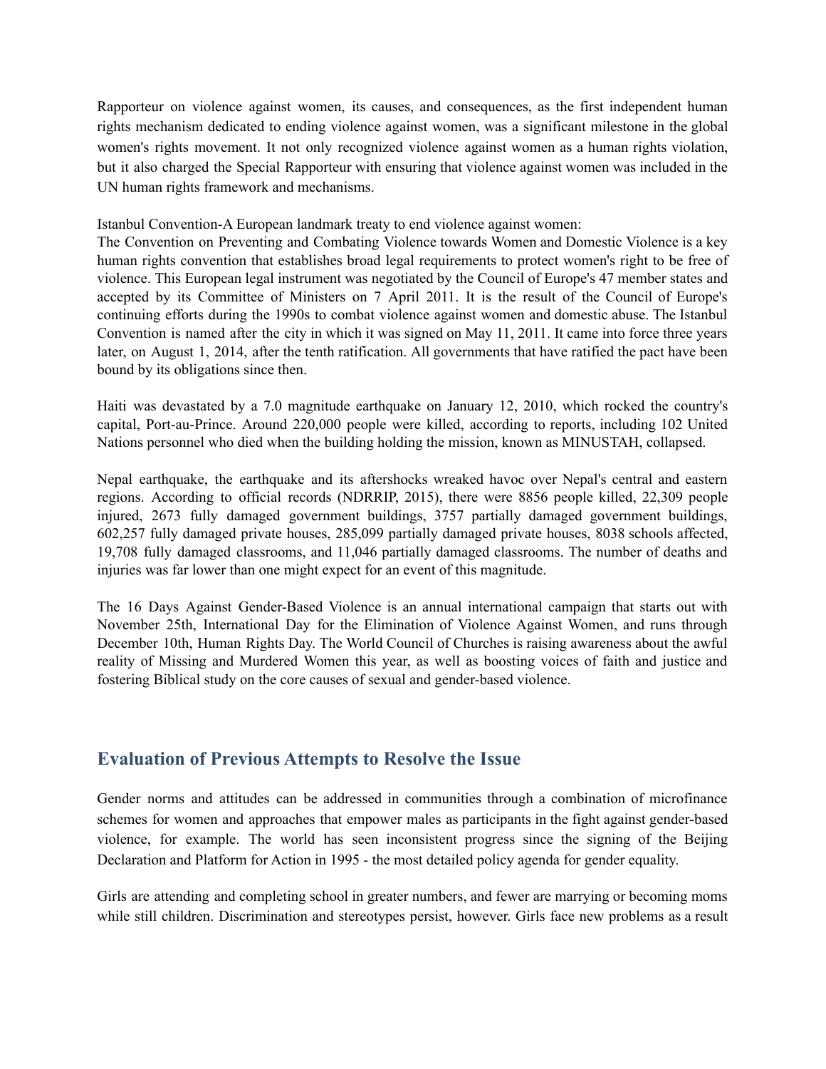Rapporteur on violence against women, its causes, and consequences, as the first independent human rights mechanism dedicated to ending violence against women, was a significant milestone in the global women's rights movement. It not only recognized violence against women as a human rights violation, but it also charged the Special Rapporteur with ensuring that violence against women was included in the UN human rights framework and mechanisms.

Istanbul Convention-A European landmark treaty to end violence against women:
The Convention on Preventing and Combating Violence towards Women and Domestic Violence is a key human rights convention that establishes broad legal requirements to protect women's right to be free of violence. This European legal instrument was negotiated by the Council of Europe's 47 member states and accepted by its Committee of Ministers on 7 April 2011. It is the result of the Council of Europe's continuing efforts during the 1990s to combat violence against women and domestic abuse. The Istanbul Convention is named after the city in which it was signed on May 11, 2011. It came into force three years later, on August 1, 2014, after the tenth ratification. All governments that have ratified the pact have been bound by its obligations since then.

Haiti was devastated by a 7.0 magnitude earthquake on January 12, 2010, which rocked the country's capital, Port-au-Prince. Around 220,000 people were killed, according to reports, including 102 United Nations personnel who died when the building holding the mission, known as MINUSTAH, collapsed.

Nepal earthquake, the earthquake and its aftershocks wreaked havoc over Nepal's central and eastern regions. According to official records (NDRRIP, 2015), there were 8856 people killed, 22,309 people injured, 2673 fully damaged government buildings, 3757 partially damaged government buildings, 602,257 fully damaged private houses, 285,099 partially damaged private houses, 8038 schools affected, 19,708 fully damaged classrooms, and 11,046 partially damaged classrooms. The number of deaths and injuries was far lower than one might expect for an event of this magnitude.

The 16 Days Against Gender-Based Violence is an annual international campaign that starts out with November 25th, International Day for the Elimination of Violence Against Women, and runs through December 10th, Human Rights Day. The World Council of Churches is raising awareness about the awful reality of Missing and Murdered Women this year, as well as boosting voices of faith and justice and fostering Biblical study on the core causes of sexual and gender-based violence.

## Evaluation of Previous Attempts to Resolve the Issue

Gender norms and attitudes can be addressed in communities through a combination of microfinance schemes for women and approaches that empower males as participants in the fight against gender-based violence, for example. The world has seen inconsistent progress since the signing of the Beijing Declaration and Platform for Action in 1995 - the most detailed policy agenda for gender equality.

Girls are attending and completing school in greater numbers, and fewer are marrying or becoming moms while still children. Discrimination and stereotypes persist, however. Girls face new problems as a result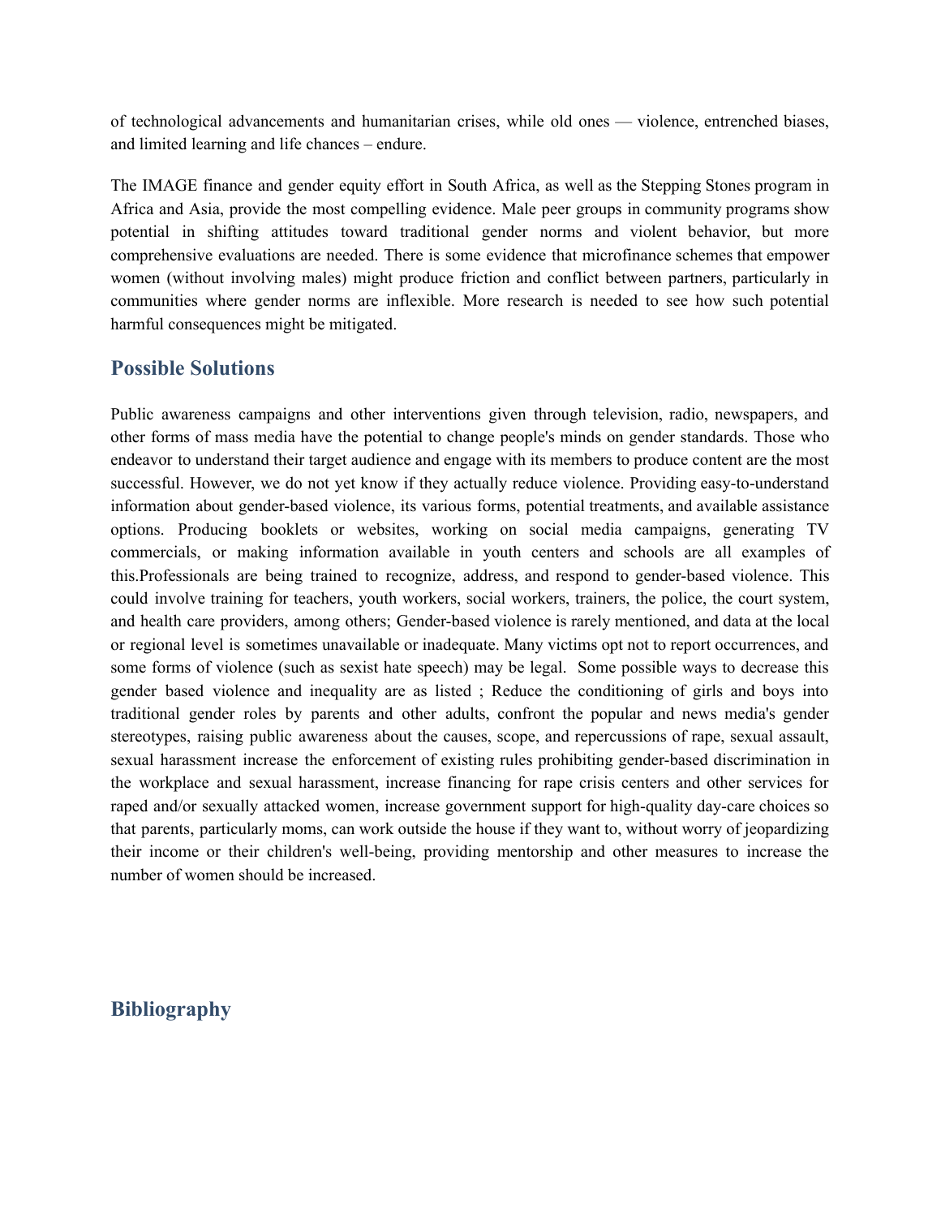of technological advancements and humanitarian crises, while old ones — violence, entrenched biases, and limited learning and life chances – endure.

The IMAGE finance and gender equity effort in South Africa, as well as the Stepping Stones program in Africa and Asia, provide the most compelling evidence. Male peer groups in community programs show potential in shifting attitudes toward traditional gender norms and violent behavior, but more comprehensive evaluations are needed. There is some evidence that microfinance schemes that empower women (without involving males) might produce friction and conflict between partners, particularly in communities where gender norms are inflexible. More research is needed to see how such potential harmful consequences might be mitigated.

## Possible Solutions

Public awareness campaigns and other interventions given through television, radio, newspapers, and other forms of mass media have the potential to change people's minds on gender standards. Those who endeavor to understand their target audience and engage with its members to produce content are the most successful. However, we do not yet know if they actually reduce violence. Providing easy-to-understand information about gender-based violence, its various forms, potential treatments, and available assistance options. Producing booklets or websites, working on social media campaigns, generating TV commercials, or making information available in youth centers and schools are all examples of this.Professionals are being trained to recognize, address, and respond to gender-based violence. This could involve training for teachers, youth workers, social workers, trainers, the police, the court system, and health care providers, among others; Gender-based violence is rarely mentioned, and data at the local or regional level is sometimes unavailable or inadequate. Many victims opt not to report occurrences, and some forms of violence (such as sexist hate speech) may be legal.  Some possible ways to decrease this gender based violence and inequality are as listed ; Reduce the conditioning of girls and boys into traditional gender roles by parents and other adults, confront the popular and news media's gender stereotypes, raising public awareness about the causes, scope, and repercussions of rape, sexual assault, sexual harassment increase the enforcement of existing rules prohibiting gender-based discrimination in the workplace and sexual harassment, increase financing for rape crisis centers and other services for raped and/or sexually attacked women, increase government support for high-quality day-care choices so that parents, particularly moms, can work outside the house if they want to, without worry of jeopardizing their income or their children's well-being, providing mentorship and other measures to increase the number of women should be increased.

## Bibliography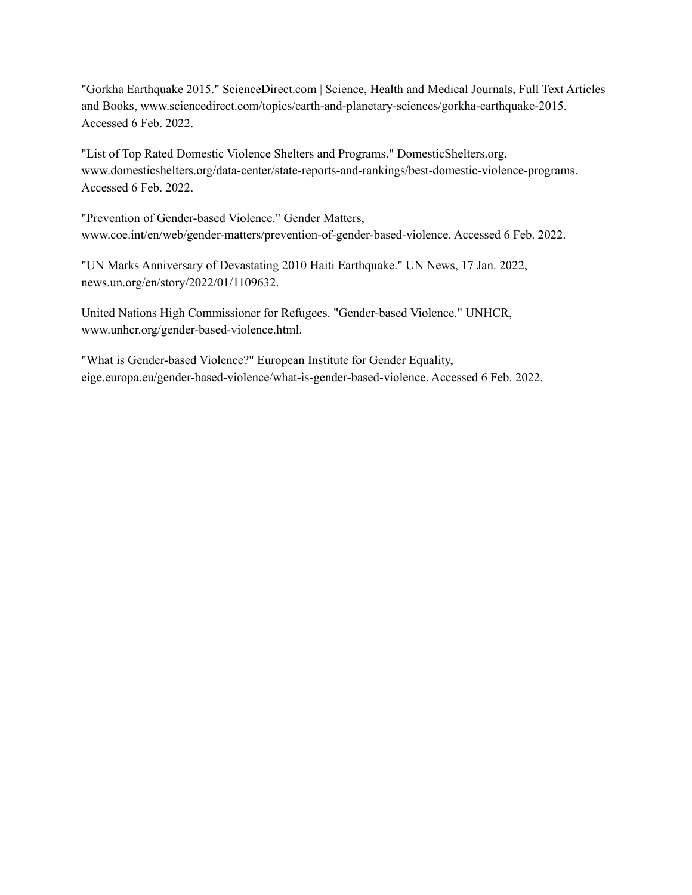"Gorkha Earthquake 2015." ScienceDirect.com | Science, Health and Medical Journals, Full Text Articles and Books, www.sciencedirect.com/topics/earth-and-planetary-sciences/gorkha-earthquake-2015. Accessed 6 Feb. 2022.

"List of Top Rated Domestic Violence Shelters and Programs." DomesticShelters.org, www.domesticshelters.org/data-center/state-reports-and-rankings/best-domestic-violence-programs. Accessed 6 Feb. 2022.

"Prevention of Gender-based Violence." Gender Matters, www.coe.int/en/web/gender-matters/prevention-of-gender-based-violence. Accessed 6 Feb. 2022.

"UN Marks Anniversary of Devastating 2010 Haiti Earthquake." UN News, 17 Jan. 2022, news.un.org/en/story/2022/01/1109632.

United Nations High Commissioner for Refugees. "Gender-based Violence." UNHCR, www.unhcr.org/gender-based-violence.html.

"What is Gender-based Violence?" European Institute for Gender Equality, eige.europa.eu/gender-based-violence/what-is-gender-based-violence. Accessed 6 Feb. 2022.